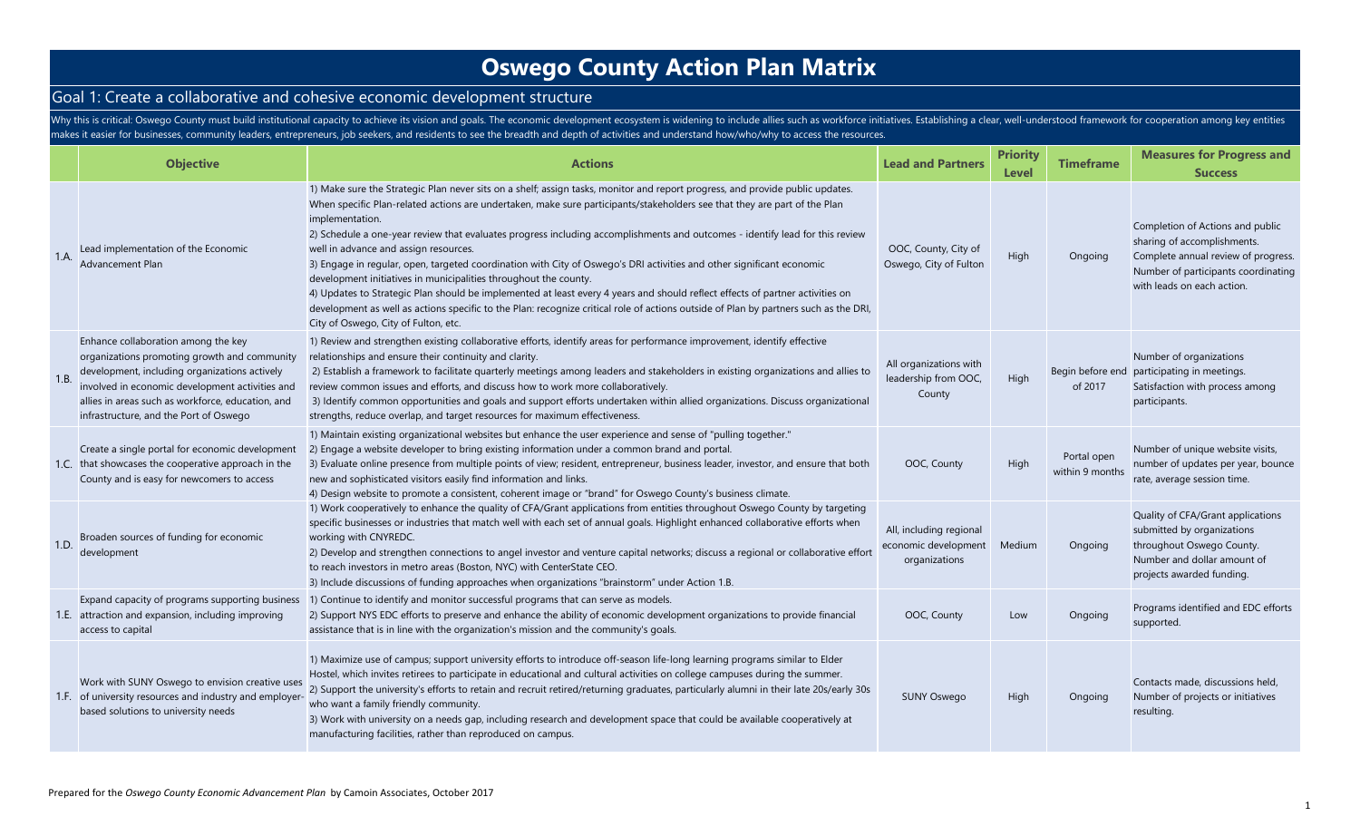# Oswego County Action Plan Matrix

## Goal 1: Create a collaborative and cohesive economic development structure

Why this is critical: Oswego County must build institutional capacity to achieve its vision and goals. The economic development ecosystem is widening to include allies such as workforce initiatives. Establishing a clear, well-understood framework for cooperation among key entities makes it easier for businesses, community leaders, entrepreneurs, job seekers, and residents to see the breadth and depth of activities and understand how/who/why to access the resources.

| | Objective | Actions | Lead and Partners | Priority Level | Timeframe | Measures for Progress and Success |
|---|---|---|---|---|---|---|
| 1.A. | Lead implementation of the Economic Advancement Plan | 1) Make sure the Strategic Plan never sits on a shelf; assign tasks, monitor and report progress, and provide public updates. When specific Plan-related actions are undertaken, make sure participants/stakeholders see that they are part of the Plan implementation.<br>2) Schedule a one-year review that evaluates progress including accomplishments and outcomes - identify lead for this review well in advance and assign resources.<br>3) Engage in regular, open, targeted coordination with City of Oswego's DRI activities and other significant economic development initiatives in municipalities throughout the county.<br>4) Updates to Strategic Plan should be implemented at least every 4 years and should reflect effects of partner activities on development as well as actions specific to the Plan: recognize critical role of actions outside of Plan by partners such as the DRI, City of Oswego, City of Fulton, etc. | OOC, County, City of Oswego, City of Fulton | High | Ongoing | Completion of Actions and public sharing of accomplishments. Complete annual review of progress. Number of participants coordinating with leads on each action. |
| 1.B. | Enhance collaboration among the key organizations promoting growth and community development, including organizations actively involved in economic development activities and allies in areas such as workforce, education, and infrastructure, and the Port of Oswego | 1) Review and strengthen existing collaborative efforts, identify areas for performance improvement, identify effective relationships and ensure their continuity and clarity.<br>2) Establish a framework to facilitate quarterly meetings among leaders and stakeholders in existing organizations and allies to review common issues and efforts, and discuss how to work more collaboratively.<br>3) Identify common opportunities and goals and support efforts undertaken within allied organizations. Discuss organizational strengths, reduce overlap, and target resources for maximum effectiveness. | All organizations with leadership from OOC, County | High | Begin before end of 2017 | Number of organizations participating in meetings. Satisfaction with process among participants. |
| 1.C. | Create a single portal for economic development that showcases the cooperative approach in the County and is easy for newcomers to access | 1) Maintain existing organizational websites but enhance the user experience and sense of "pulling together."<br>2) Engage a website developer to bring existing information under a common brand and portal.<br>3) Evaluate online presence from multiple points of view; resident, entrepreneur, business leader, investor, and ensure that both new and sophisticated visitors easily find information and links.<br>4) Design website to promote a consistent, coherent image or "brand" for Oswego County's business climate. | OOC, County | High | Portal open within 9 months | Number of unique website visits, number of updates per year, bounce rate, average session time. |
| 1.D. | Broaden sources of funding for economic development | 1) Work cooperatively to enhance the quality of CFA/Grant applications from entities throughout Oswego County by targeting specific businesses or industries that match well with each set of annual goals. Highlight enhanced collaborative efforts when working with CNYREDC.<br>2) Develop and strengthen connections to angel investor and venture capital networks; discuss a regional or collaborative effort to reach investors in metro areas (Boston, NYC) with CenterState CEO.<br>3) Include discussions of funding approaches when organizations "brainstorm" under Action 1.B. | All, including regional economic development organizations | Medium | Ongoing | Quality of CFA/Grant applications submitted by organizations throughout Oswego County. Number and dollar amount of projects awarded funding. |
| 1.E. | Expand capacity of programs supporting business attraction and expansion, including improving access to capital | 1) Continue to identify and monitor successful programs that can serve as models.<br>2) Support NYS EDC efforts to preserve and enhance the ability of economic development organizations to provide financial assistance that is in line with the organization's mission and the community's goals. | OOC, County | Low | Ongoing | Programs identified and EDC efforts supported. |
| 1.F. | Work with SUNY Oswego to envision creative uses of university resources and industry and employer-based solutions to university needs | 1) Maximize use of campus; support university efforts to introduce off-season life-long learning programs similar to Elder Hostel, which invites retirees to participate in educational and cultural activities on college campuses during the summer.<br>2) Support the university's efforts to retain and recruit retired/returning graduates, particularly alumni in their late 20s/early 30s who want a family friendly community.<br>3) Work with university on a needs gap, including research and development space that could be available cooperatively at manufacturing facilities, rather than reproduced on campus. | SUNY Oswego | High | Ongoing | Contacts made, discussions held, Number of projects or initiatives resulting. |

Prepared for the *Oswego County Economic Advancement Plan* by Camoin Associates, October 2017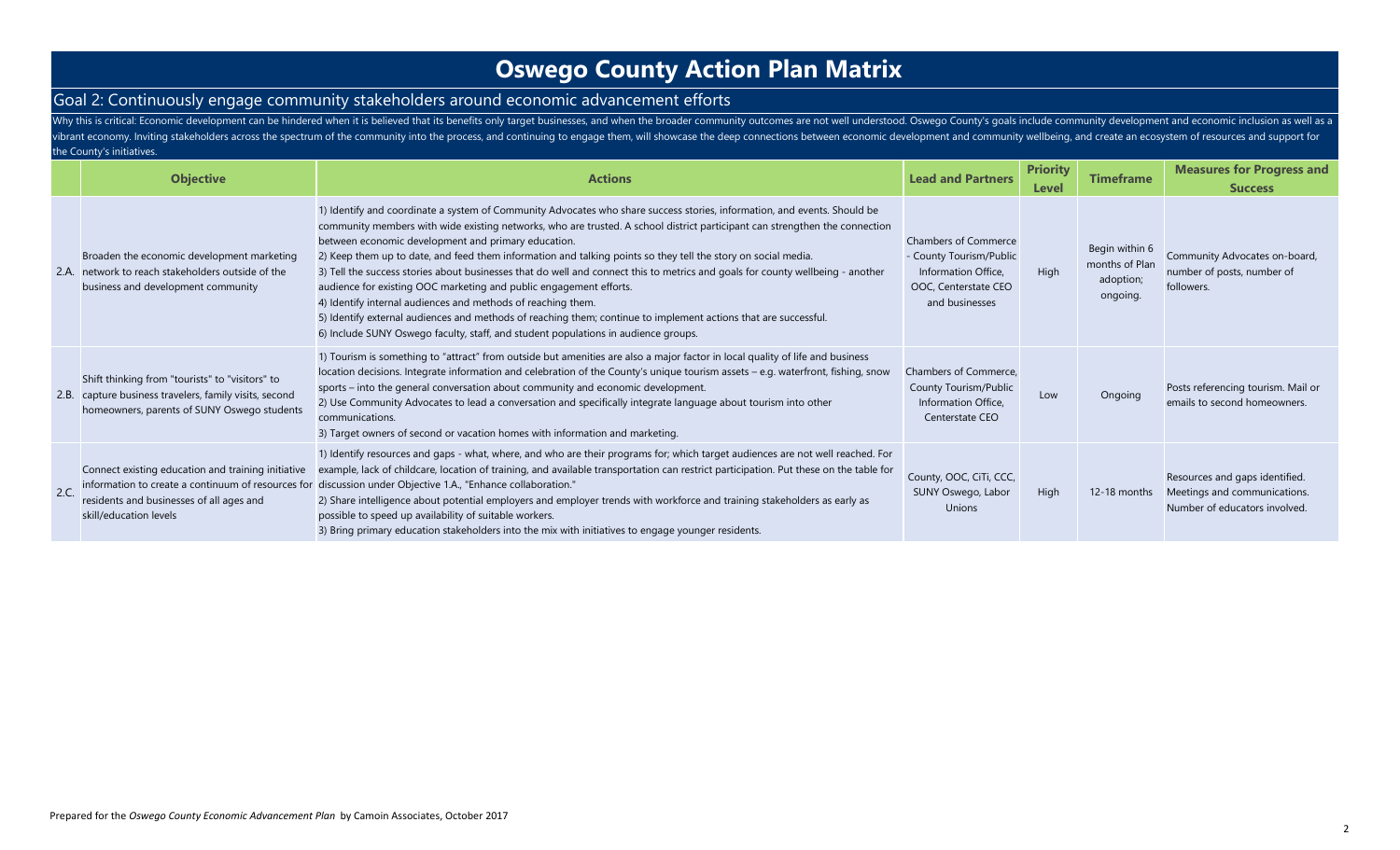# Oswego County Action Plan Matrix

## Goal 2: Continuously engage community stakeholders around economic advancement efforts

Why this is critical: Economic development can be hindered when it is believed that its benefits only target businesses, and when the broader community outcomes are not well understood. Oswego County's goals include community development and economic inclusion as well as a vibrant economy. Inviting stakeholders across the spectrum of the community into the process, and continuing to engage them, will showcase the deep connections between economic development and community wellbeing, and create an ecosystem of resources and support for the County's initiatives.

| | Objective | Actions | Lead and Partners | Priority Level | Timeframe | Measures for Progress and Success |
|---|---|---|---|---|---|---|
| 2.A. | Broaden the economic development marketing network to reach stakeholders outside of the business and development community | 1) Identify and coordinate a system of Community Advocates who share success stories, information, and events. Should be community members with wide existing networks, who are trusted. A school district participant can strengthen the connection between economic development and primary education.<br>2) Keep them up to date, and feed them information and talking points so they tell the story on social media.<br>3) Tell the success stories about businesses that do well and connect this to metrics and goals for county wellbeing - another audience for existing OOC marketing and public engagement efforts.<br>4) Identify internal audiences and methods of reaching them.<br>5) Identify external audiences and methods of reaching them; continue to implement actions that are successful.<br>6) Include SUNY Oswego faculty, staff, and student populations in audience groups. | Chambers of Commerce - County Tourism/Public Information Office, OOC, Centerstate CEO and businesses | High | Begin within 6 months of Plan adoption; ongoing. | Community Advocates on-board, number of posts, number of followers. |
| 2.B. | Shift thinking from "tourists" to "visitors" to capture business travelers, family visits, second homeowners, parents of SUNY Oswego students | 1) Tourism is something to "attract" from outside but amenities are also a major factor in local quality of life and business location decisions. Integrate information and celebration of the County's unique tourism assets – e.g. waterfront, fishing, snow sports – into the general conversation about community and economic development.<br>2) Use Community Advocates to lead a conversation and specifically integrate language about tourism into other communications.<br>3) Target owners of second or vacation homes with information and marketing. | Chambers of Commerce, County Tourism/Public Information Office, Centerstate CEO | Low | Ongoing | Posts referencing tourism. Mail or emails to second homeowners. |
| 2.C. | Connect existing education and training initiative information to create a continuum of resources for residents and businesses of all ages and skill/education levels | 1) Identify resources and gaps - what, where, and who are their programs for; which target audiences are not well reached. For example, lack of childcare, location of training, and available transportation can restrict participation. Put these on the table for discussion under Objective 1.A., "Enhance collaboration."<br>2) Share intelligence about potential employers and employer trends with workforce and training stakeholders as early as possible to speed up availability of suitable workers.<br>3) Bring primary education stakeholders into the mix with initiatives to engage younger residents. | County, OOC, CiTi, CCC, SUNY Oswego, Labor Unions | High | 12-18 months | Resources and gaps identified. Meetings and communications. Number of educators involved. |

Prepared for the *Oswego County Economic Advancement Plan* by Camoin Associates, October 2017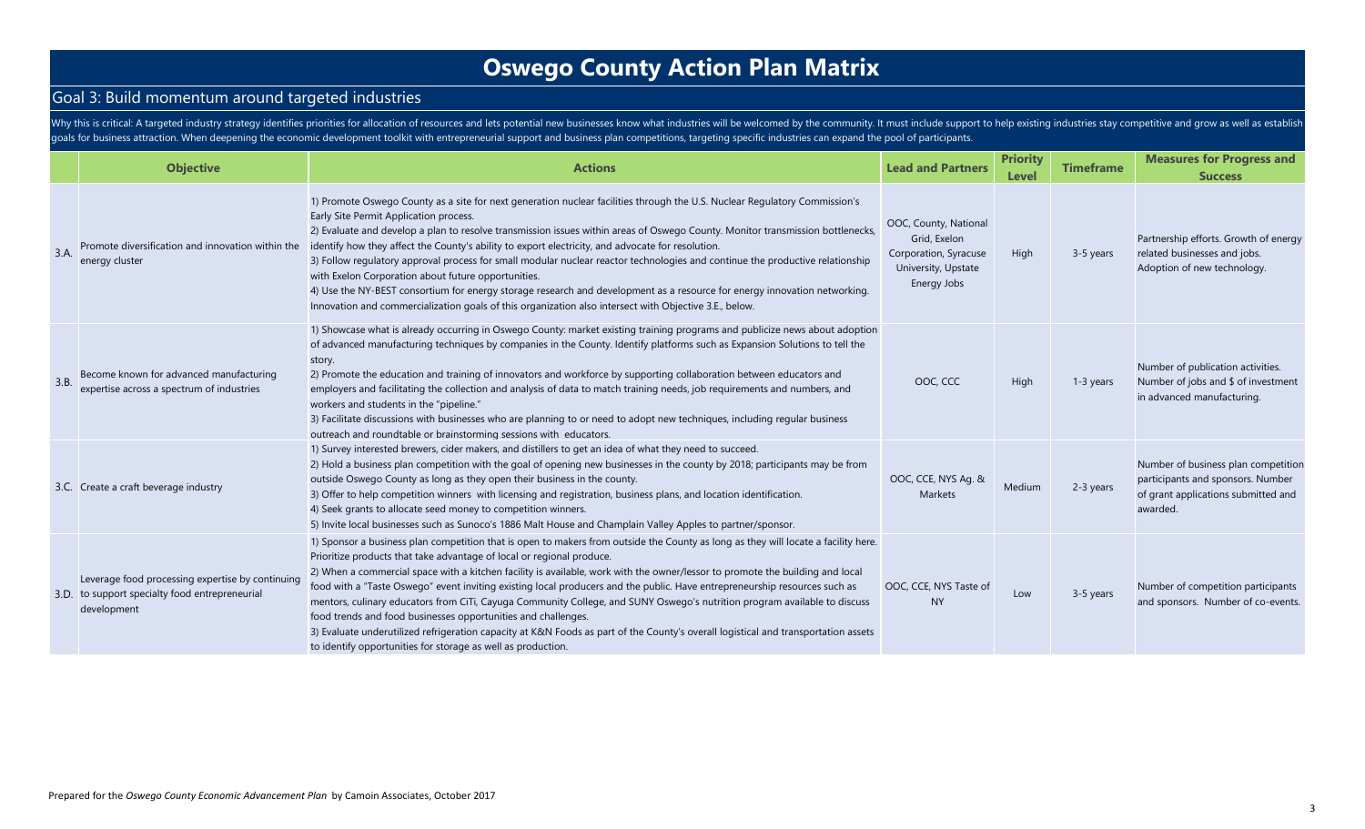# Oswego County Action Plan Matrix

## Goal 3: Build momentum around targeted industries

Why this is critical: A targeted industry strategy identifies priorities for allocation of resources and lets potential new businesses know what industries will be welcomed by the community. It must include support to help existing industries stay competitive and grow as well as establish goals for business attraction. When deepening the economic development toolkit with entrepreneurial support and business plan competitions, targeting specific industries can expand the pool of participants.

| | Objective | Actions | Lead and Partners | Priority Level | Timeframe | Measures for Progress and Success |
|---|---|---|---|---|---|---|
| 3.A. | Promote diversification and innovation within the energy cluster | 1) Promote Oswego County as a site for next generation nuclear facilities through the U.S. Nuclear Regulatory Commission's Early Site Permit Application process.<br>2) Evaluate and develop a plan to resolve transmission issues within areas of Oswego County. Monitor transmission bottlenecks, identify how they affect the County's ability to export electricity, and advocate for resolution.<br>3) Follow regulatory approval process for small modular nuclear reactor technologies and continue the productive relationship with Exelon Corporation about future opportunities.<br>4) Use the NY-BEST consortium for energy storage research and development as a resource for energy innovation networking. Innovation and commercialization goals of this organization also intersect with Objective 3.E., below. | OOC, County, National Grid, Exelon Corporation, Syracuse University, Upstate Energy Jobs | High | 3-5 years | Partnership efforts. Growth of energy related businesses and jobs. Adoption of new technology. |
| 3.B. | Become known for advanced manufacturing expertise across a spectrum of industries | 1) Showcase what is already occurring in Oswego County: market existing training programs and publicize news about adoption of advanced manufacturing techniques by companies in the County. Identify platforms such as Expansion Solutions to tell the story.<br>2) Promote the education and training of innovators and workforce by supporting collaboration between educators and employers and facilitating the collection and analysis of data to match training needs, job requirements and numbers, and workers and students in the "pipeline."<br>3) Facilitate discussions with businesses who are planning to or need to adopt new techniques, including regular business outreach and roundtable or brainstorming sessions with educators. | OOC, CCC | High | 1-3 years | Number of publication activities. Number of jobs and $ of investment in advanced manufacturing. |
| 3.C. | Create a craft beverage industry | 1) Survey interested brewers, cider makers, and distillers to get an idea of what they need to succeed.<br>2) Hold a business plan competition with the goal of opening new businesses in the county by 2018; participants may be from outside Oswego County as long as they open their business in the county.<br>3) Offer to help competition winners with licensing and registration, business plans, and location identification.<br>4) Seek grants to allocate seed money to competition winners.<br>5) Invite local businesses such as Sunoco's 1886 Malt House and Champlain Valley Apples to partner/sponsor. | OOC, CCE, NYS Ag. & Markets | Medium | 2-3 years | Number of business plan competition participants and sponsors. Number of grant applications submitted and awarded. |
| 3.D. | Leverage food processing expertise by continuing to support specialty food entrepreneurial development | 1) Sponsor a business plan competition that is open to makers from outside the County as long as they will locate a facility here. Prioritize products that take advantage of local or regional produce.<br>2) When a commercial space with a kitchen facility is available, work with the owner/lessor to promote the building and local food with a "Taste Oswego" event inviting existing local producers and the public. Have entrepreneurship resources such as mentors, culinary educators from CiTi, Cayuga Community College, and SUNY Oswego's nutrition program available to discuss food trends and food businesses opportunities and challenges.<br>3) Evaluate underutilized refrigeration capacity at K&N Foods as part of the County's overall logistical and transportation assets to identify opportunities for storage as well as production. | OOC, CCE, NYS Taste of NY | Low | 3-5 years | Number of competition participants and sponsors. Number of co-events. |

Prepared for the *Oswego County Economic Advancement Plan* by Camoin Associates, October 2017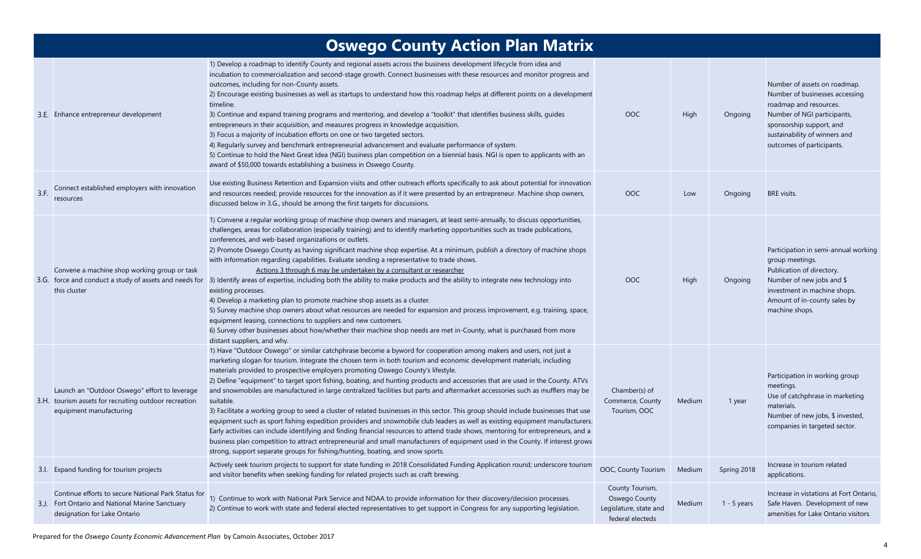# Oswego County Action Plan Matrix

| | | | | | | |
|---|---|---|---|---|---|---|
| 3.E. | Enhance entrepreneur development | 1) Develop a roadmap to identify County and regional assets across the business development lifecycle from idea and incubation to commercialization and second-stage growth. Connect businesses with these resources and monitor progress and outcomes, including for non-County assets.<br>2) Encourage existing businesses as well as startups to understand how this roadmap helps at different points on a development timeline.<br>3) Continue and expand training programs and mentoring, and develop a "toolkit" that identifies business skills, guides entrepreneurs in their acquisition, and measures progress in knowledge acquisition.<br>3) Focus a majority of incubation efforts on one or two targeted sectors.<br>4) Regularly survey and benchmark entrepreneurial advancement and evaluate performance of system.<br>5) Continue to hold the Next Great Idea (NGI) business plan competition on a biennial basis. NGI is open to applicants with an award of $50,000 towards establishing a business in Oswego County. | OOC | High | Ongoing | Number of assets on roadmap. Number of businesses accessing roadmap and resources. Number of NGI participants, sponsorship support, and sustainability of winners and outcomes of participants. |
| 3.F. | Connect established employers with innovation resources | Use existing Business Retention and Expansion visits and other outreach efforts specifically to ask about potential for innovation and resources needed; provide resources for the innovation as if it were presented by an entrepreneur. Machine shop owners, discussed below in 3.G., should be among the first targets for discussions. | OOC | Low | Ongoing | BRE visits. |
| 3.G. | Convene a machine shop working group or task force and conduct a study of assets and needs for this cluster | 1) Convene a regular working group of machine shop owners and managers, at least semi-annually, to discuss opportunities, challenges, areas for collaboration (especially training) and to identify marketing opportunities such as trade publications, conferences, and web-based organizations or outlets.<br>2) Promote Oswego County as having significant machine shop expertise. At a minimum, publish a directory of machine shops with information regarding capabilities. Evaluate sending a representative to trade shows.<br>Actions 3 through 6 may be undertaken by a consultant or researcher<br>3) Identify areas of expertise, including both the ability to make products and the ability to integrate new technology into existing processes.<br>4) Develop a marketing plan to promote machine shop assets as a cluster.<br>5) Survey machine shop owners about what resources are needed for expansion and process improvement, e.g. training, space, equipment leasing, connections to suppliers and new customers.<br>6) Survey other businesses about how/whether their machine shop needs are met in-County, what is purchased from more distant suppliers, and why. | OOC | High | Ongoing | Participation in semi-annual working group meetings. Publication of directory. Number of new jobs and $ investment in machine shops. Amount of in-county sales by machine shops. |
| 3.H. | Launch an "Outdoor Oswego" effort to leverage tourism assets for recruiting outdoor recreation equipment manufacturing | 1) Have "Outdoor Oswego" or similar catchphrase become a byword for cooperation among makers and users, not just a marketing slogan for tourism. Integrate the chosen term in both tourism and economic development materials, including materials provided to prospective employers promoting Oswego County's lifestyle.<br>2) Define "equipment" to target sport fishing, boating, and hunting products and accessories that are used in the County. ATVs and snowmobiles are manufactured in large centralized facilities but parts and aftermarket accessories such as mufflers may be suitable.<br>3) Facilitate a working group to seed a cluster of related businesses in this sector. This group should include businesses that use equipment such as sport fishing expedition providers and snowmobile club leaders as well as existing equipment manufacturers. Early activities can include identifying and finding financial resources to attend trade shows, mentoring for entrepreneurs, and a business plan competition to attract entrepreneurial and small manufacturers of equipment used in the County. If interest grows strong, support separate groups for fishing/hunting, boating, and snow sports. | Chamber(s) of Commerce, County Tourism, OOC | Medium | 1 year | Participation in working group meetings. Use of catchphrase in marketing materials. Number of new jobs, $ invested, companies in targeted sector. |
| 3.I. | Expand funding for tourism projects | Actively seek tourism projects to support for state funding in 2018 Consolidated Funding Application round; underscore tourism and visitor benefits when seeking funding for related projects such as craft brewing. | OOC, County Tourism | Medium | Spring 2018 | Increase in tourism related applications. |
| 3.J. | Continue efforts to secure National Park Status for Fort Ontario and National Marine Sanctuary designation for Lake Ontario | 1) Continue to work with National Park Service and NOAA to provide information for their discovery/decision processes.<br>2) Continue to work with state and federal elected representatives to get support in Congress for any supporting legislation. | County Tourism, Oswego County Legislature, state and federal electeds | Medium | 1 - 5 years | Increase in vistations at Fort Ontario, Safe Haven. Development of new amenities for Lake Ontario visitors. |

Prepared for the *Oswego County Economic Advancement Plan* by Camoin Associates, October 2017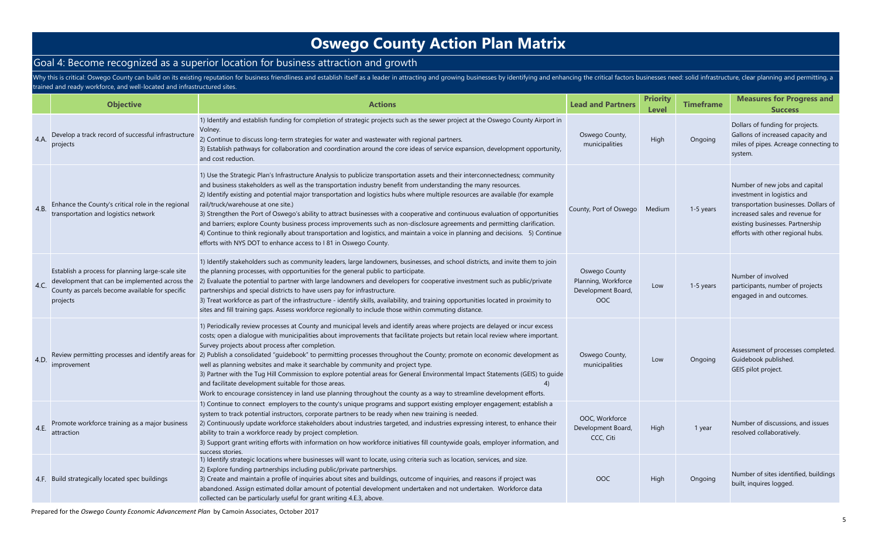# Oswego County Action Plan Matrix

## Goal 4: Become recognized as a superior location for business attraction and growth

Why this is critical: Oswego County can build on its existing reputation for business friendliness and establish itself as a leader in attracting and growing businesses by identifying and enhancing the critical factors businesses need: solid infrastructure, clear planning and permitting, a trained and ready workforce, and well-located and infrastructured sites.

| | Objective | Actions | Lead and Partners | Priority Level | Timeframe | Measures for Progress and Success |
|---|---|---|---|---|---|---|
| 4.A. | Develop a track record of successful infrastructure projects | 1) Identify and establish funding for completion of strategic projects such as the sewer project at the Oswego County Airport in Volney.<br>2) Continue to discuss long-term strategies for water and wastewater with regional partners.<br>3) Establish pathways for collaboration and coordination around the core ideas of service expansion, development opportunity, and cost reduction. | Oswego County, municipalities | High | Ongoing | Dollars of funding for projects. Gallons of increased capacity and miles of pipes. Acreage connecting to system. |
| 4.B. | Enhance the County's critical role in the regional transportation and logistics network | 1) Use the Strategic Plan's Infrastructure Analysis to publicize transportation assets and their interconnectedness; community and business stakeholders as well as the transportation industry benefit from understanding the many resources.<br>2) Identify existing and potential major transportation and logistics hubs where multiple resources are available (for example rail/truck/warehouse at one site.)<br>3) Strengthen the Port of Oswego's ability to attract businesses with a cooperative and continuous evaluation of opportunities and barriers; explore County business process improvements such as non-disclosure agreements and permitting clarification.<br>4) Continue to think regionally about transportation and logistics, and maintain a voice in planning and decisions. 5) Continue efforts with NYS DOT to enhance access to I 81 in Oswego County. | County, Port of Oswego | Medium | 1-5 years | Number of new jobs and capital investment in logistics and transportation businesses. Dollars of increased sales and revenue for existing businesses. Partnership efforts with other regional hubs. |
| 4.C. | Establish a process for planning large-scale site development that can be implemented across the County as parcels become available for specific projects | 1) Identify stakeholders such as community leaders, large landowners, businesses, and school districts, and invite them to join the planning processes, with opportunities for the general public to participate.<br>2) Evaluate the potential to partner with large landowners and developers for cooperative investment such as public/private partnerships and special districts to have users pay for infrastructure.<br>3) Treat workforce as part of the infrastructure - identify skills, availability, and training opportunities located in proximity to sites and fill training gaps. Assess workforce regionally to include those within commuting distance. | Oswego County Planning, Workforce Development Board, OOC | Low | 1-5 years | Number of involved participants, number of projects engaged in and outcomes. |
| 4.D. | Review permitting processes and identify areas for improvement | 1) Periodically review processes at County and municipal levels and identify areas where projects are delayed or incur excess costs; open a dialogue with municipalities about improvements that facilitate projects but retain local review where important. Survey projects about process after completion.<br>2) Publish a consolidated "guidebook" to permitting processes throughout the County; promote on economic development as well as planning websites and make it searchable by community and project type.<br>3) Partner with the Tug Hill Commission to explore potential areas for General Environmental Impact Statements (GEIS) to guide and facilitate development suitable for those areas. 4) Work to encourage consistencey in land use planning throughout the county as a way to streamline development efforts. | Oswego County, municipalities | Low | Ongoing | Assessment of processes completed. Guidebook published. GEIS pilot project. |
| 4.E. | Promote workforce training as a major business attraction | 1) Continue to connect employers to the county's unique programs and support existing employer engagement; establish a system to track potential instructors, corporate partners to be ready when new training is needed.<br>2) Continuously update workforce stakeholders about industries targeted, and industries expressing interest, to enhance their ability to train a workforce ready by project completion.<br>3) Support grant writing efforts with information on how workforce initiatives fill countywide goals, employer information, and success stories. | OOC, Workforce Development Board, CCC, Citi | High | 1 year | Number of discussions, and issues resolved collaboratively. |
| 4.F. | Build strategically located spec buildings | 1) Identify strategic locations where businesses will want to locate, using criteria such as location, services, and size.<br>2) Explore funding partnerships including public/private partnerships.<br>3) Create and maintain a profile of inquiries about sites and buildings, outcome of inquiries, and reasons if project was abandoned. Assign estimated dollar amount of potential development undertaken and not undertaken. Workforce data collected can be particularly useful for grant writing 4.E.3, above. | OOC | High | Ongoing | Number of sites identified, buildings built, inquires logged. |

Prepared for the *Oswego County Economic Advancement Plan* by Camoin Associates, October 2017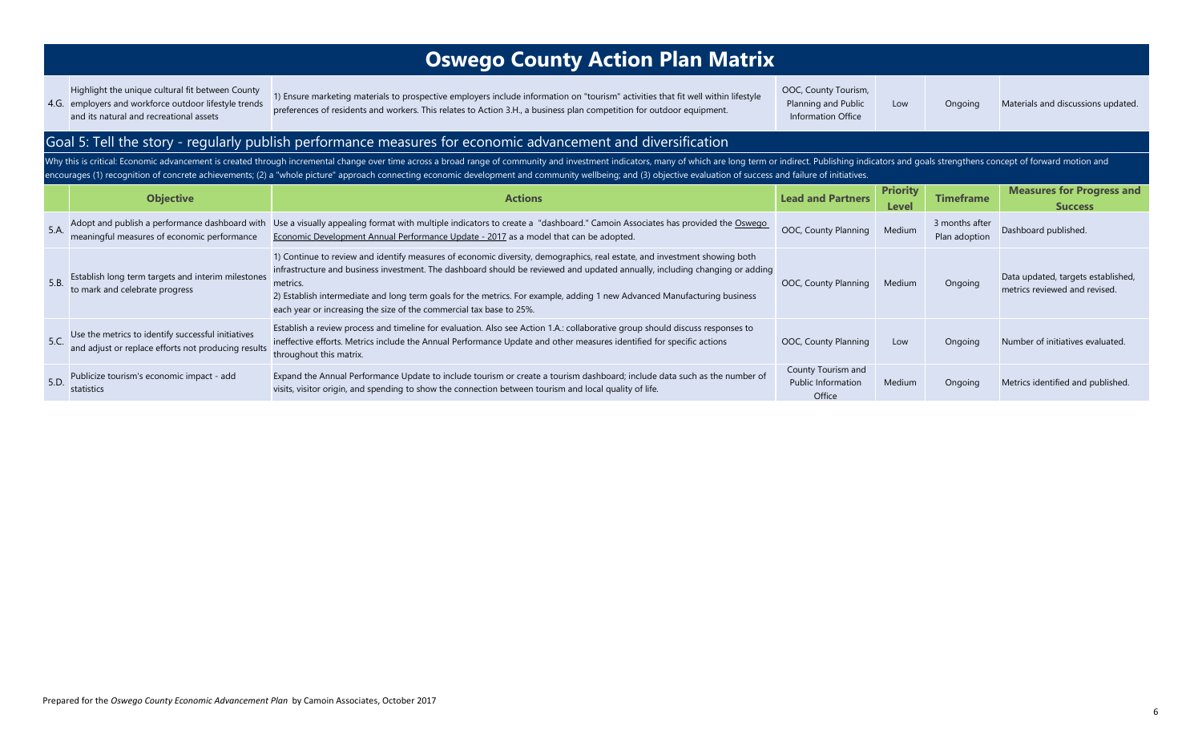# Oswego County Action Plan Matrix

| | Objective | Actions | Lead and Partners | Priority Level | Timeframe | Measures for Progress and Success |
|---|---|---|---|---|---|---|
| 4.G. | Highlight the unique cultural fit between County employers and workforce outdoor lifestyle trends and its natural and recreational assets | 1) Ensure marketing materials to prospective employers include information on "tourism" activities that fit well within lifestyle preferences of residents and workers. This relates to Action 3.H., a business plan competition for outdoor equipment. | OOC, County Tourism, Planning and Public Information Office | Low | Ongoing | Materials and discussions updated. |

## Goal 5: Tell the story - regularly publish performance measures for economic advancement and diversification

Why this is critical: Economic advancement is created through incremental change over time across a broad range of community and investment indicators, many of which are long term or indirect. Publishing indicators and goals strengthens concept of forward motion and encourages (1) recognition of concrete achievements; (2) a "whole picture" approach connecting economic development and community wellbeing; and (3) objective evaluation of success and failure of initiatives.

| | Objective | Actions | Lead and Partners | Priority Level | Timeframe | Measures for Progress and Success |
|---|---|---|---|---|---|---|
| 5.A. | Adopt and publish a performance dashboard with meaningful measures of economic performance | Use a visually appealing format with multiple indicators to create a "dashboard." Camoin Associates has provided the Oswego Economic Development Annual Performance Update - 2017 as a model that can be adopted. | OOC, County Planning | Medium | 3 months after Plan adoption | Dashboard published. |
| 5.B. | Establish long term targets and interim milestones to mark and celebrate progress | 1) Continue to review and identify measures of economic diversity, demographics, real estate, and investment showing both infrastructure and business investment. The dashboard should be reviewed and updated annually, including changing or adding metrics.<br>2) Establish intermediate and long term goals for the metrics. For example, adding 1 new Advanced Manufacturing business each year or increasing the size of the commercial tax base to 25%. | OOC, County Planning | Medium | Ongoing | Data updated, targets established, metrics reviewed and revised. |
| 5.C. | Use the metrics to identify successful initiatives and adjust or replace efforts not producing results | Establish a review process and timeline for evaluation. Also see Action 1.A.: collaborative group should discuss responses to ineffective efforts. Metrics include the Annual Performance Update and other measures identified for specific actions throughout this matrix. | OOC, County Planning | Low | Ongoing | Number of initiatives evaluated. |
| 5.D. | Publicize tourism's economic impact - add statistics | Expand the Annual Performance Update to include tourism or create a tourism dashboard; include data such as the number of visits, visitor origin, and spending to show the connection between tourism and local quality of life. | County Tourism and Public Information Office | Medium | Ongoing | Metrics identified and published. |

Prepared for the *Oswego County Economic Advancement Plan* by Camoin Associates, October 2017